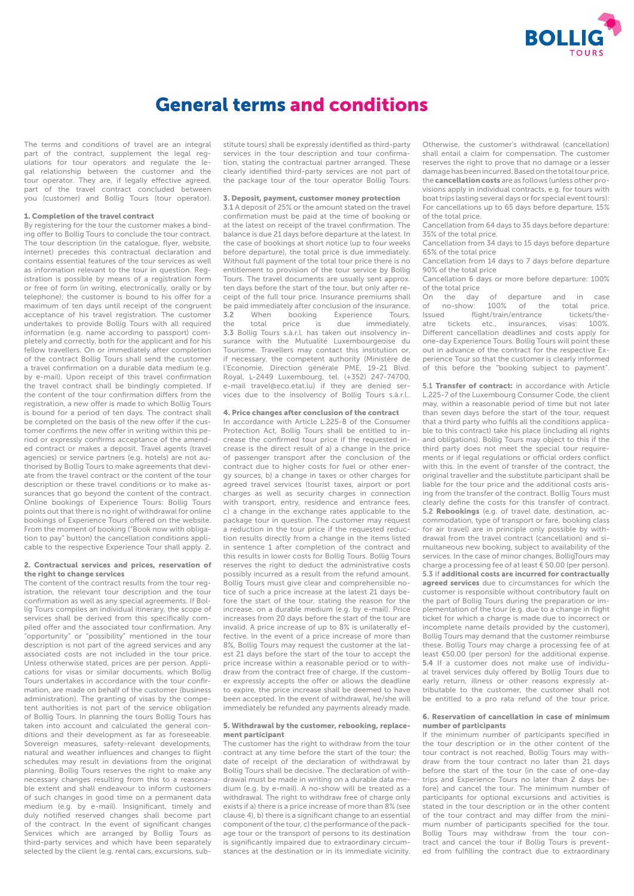# General terms and conditions

The terms and conditions of travel are an integral part of the contract, supplement the legal regulations for tour operators and regulate the legal relationship between the customer and the tour operator. They are, if legally effective agreed, part of the travel contract concluded between you (customer) and Bollig Tours (tour operator).

### 1. Completion of the travel contract

By registering for the tour the customer makes a binding offer to Bollig Tours to conclude the tour contract. The tour description (in the catalogue, flyer, website, internet) precedes this contractual declaration and contains essential features of the tour services as well as information relevant to the tour in question. Registration is possible by means of a registration form or free of form (in writing, electronically, orally or by telephone); the customer is bound to his offer for a maximum of ten days until receipt of the congruent acceptance of his travel registration. The customer undertakes to provide Bollig Tours with all required information (e.g. name according to passport) completely and correctly, both for the applicant and for his fellow travellers. On or immediately after completion of the contract Bollig Tours shall send the customer a travel confirmation on a durable data medium (e.g. by e-mail). Upon receipt of this travel confirmation the travel contract shall be bindingly completed. If the content of the tour confirmation differs from the registration, a new offer is made to which Bollig Tours is bound for a period of ten days. The contract shall be completed on the basis of the new offer if the customer confirms the new offer in writing within this period or expressly confirms acceptance of the amended contract or makes a deposit. Travel agents (travel agencies) or service partners (e.g. hotels) are not authorised by Bollig Tours to make agreements that deviate from the travel contract or the content of the tour description or these travel conditions or to make assurances that go beyond the content of the contract. Online bookings of Experience Tours: Bollig Tours points out that there is no right of withdrawal for online bookings of Experience Tours offered on the website. From the moment of booking ("Book now with obligation to pay" button) the cancellation conditions applicable to the respective Experience Tour shall apply. 2.

### 2. Contractual services and prices, reservation of the right to change services

The content of the contract results from the tour registration, the relevant tour description and the tour confirmation as well as any special agreements. If Bollig Tours compiles an individual itinerary, the scope of services shall be derived from this specifically compiled offer and the associated tour confirmation. Any "opportunity" or "possibility" mentioned in the tour description is not part of the agreed services and any associated costs are not included in the tour price. Unless otherwise stated, prices are per person. Applications for visas or similar documents, which Bollig Tours undertakes in accordance with the tour confirmation, are made on behalf of the customer (business administration). The granting of visas by the competent authorities is not part of the service obligation of Bollig Tours. In planning the tours Bollig Tours has taken into account and calculated the general conditions and their development as far as foreseeable. Sovereign measures, safety-relevant developments, natural and weather influences and changes to flight schedules may result in deviations from the original planning. Bollig Tours reserves the right to make any necessary changes resulting from this to a reasonable extent and shall endeavour to inform customers of such changes in good time on a permanent data medium (e.g. by e-mail). Insignificant, timely and duly notified reserved changes shall become part of the contract. In the event of significant changes Services which are arranged by Bollig Tours as third-party services and which have been separately selected by the client (e.g. rental cars, excursions, substitute tours) shall be expressly identified as third-party services in the tour description and tour confirmation, stating the contractual partner arranged. These clearly identified third-party services are not part of the package tour of the tour operator Bollig Tours.

### 3. Deposit, payment, customer money protection

**3.1** A deposit of 25% or the amount stated on the travel confirmation must be paid at the time of booking or at the latest on receipt of the travel confirmation. The balance is due 21 days before departure at the latest. In the case of bookings at short notice (up to four weeks before departure), the total price is due immediately. Without full payment of the total tour price there is no entitlement to provision of the tour service by Bollig Tours. The travel documents are usually sent approx. ten days before the start of the tour, but only after receipt of the full tour price. Insurance premiums shall be paid immediately after conclusion of the insurance.
**3.2** When booking Experience Tours, the total price is due immediately.
**3.3** Bollig Tours s.à.r.l. has taken out insolvency insurance with the Mutualité Luxembourgeoise du Tourisme. Travellers may contact this institution or, if necessary, the competent authority (Ministère de l'Economie, Direction générale PME, 19-21 Blvd. Royal, L-2449 Luxembourg, tel. (+352) 247-74700, e-mail travel@eco.etat.lu) if they are denied services due to the insolvency of Bollig Tours s.à.r.l..

### 4. Price changes after conclusion of the contract

In accordance with Article L.225-8 of the Consumer Protection Act, Bollig Tours shall be entitled to increase the confirmed tour price if the requested increase is the direct result of a) a change in the price of passenger transport after the conclusion of the contract due to higher costs for fuel or other energy sources, b) a change in taxes or other charges for agreed travel services (tourist taxes, airport or port charges as well as security charges in connection with transport, entry, residence and entrance fees, c) a change in the exchange rates applicable to the package tour in question. The customer may request a reduction in the tour price if the requested reduction results directly from a change in the items listed in sentence 1 after completion of the contract and this results in lower costs for Bollig Tours. Bollig Tours reserves the right to deduct the administrative costs possibly incurred as a result from the refund amount. Bollig Tours must give clear and comprehensible notice of such a price increase at the latest 21 days before the start of the tour, stating the reason for the increase, on a durable medium (e.g. by e-mail). Price increases from 20 days before the start of the tour are invalid. A price increase of up to 8% is unilaterally effective. In the event of a price increase of more than 8%, Bollig Tours may request the customer at the latest 21 days before the start of the tour to accept the price increase within a reasonable period or to withdraw from the contract free of charge. If the customer expressly accepts the offer or allows the deadline to expire, the price increase shall be deemed to have been accepted. In the event of withdrawal, he/she will immediately be refunded any payments already made.

### 5. Withdrawal by the customer, rebooking, replacement participant

The customer has the right to withdraw from the tour contract at any time before the start of the tour; the date of receipt of the declaration of withdrawal by Bollig Tours shall be decisive. The declaration of withdrawal must be made in writing on a durable data medium (e.g. by e-mail). A no-show will be treated as a withdrawal. The right to withdraw free of charge only exists if a) there is a price increase of more than 8% (see clause 4), b) there is a significant change to an essential component of the tour, c) the performance of the package tour or the transport of persons to its destination is significantly impaired due to extraordinary circumstances at the destination or in its immediate vicinity. Otherwise, the customer's withdrawal (cancellation) shall entail a claim for compensation. The customer reserves the right to prove that no damage or a lesser damage has been incurred. Based on the total tour price, the **cancellation costs** are as follows (unless other provisions apply in individual contracts, e.g. for tours with boat trips lasting several days or for special event tours):
For cancellations up to 65 days before departure, 15% of the total price.
Cancellation from 64 days to 35 days before departure: 35% of the total price.
Cancellation from 34 days to 15 days before departure 65% of the total price
Cancellation from 14 days to 7 days before departure 90% of the total price
Cancellation 6 days or more before departure: 100% of the total price
On the day of departure and in case of no-show: 100% of the total price.
Issued flight/train/entrance tickets/theatre tickets etc., insurances, visas: 100%.
Different cancellation deadlines and costs apply for one-day Experience Tours. Bollig Tours will point these out in advance of the contract for the respective Experience Tour so that the customer is clearly informed of this before the "booking subject to payment".

**5.1 Transfer of contract:** in accordance with Article L.225-7 of the Luxembourg Consumer Code, the client may, within a reasonable period of time but not later than seven days before the start of the tour, request that a third party who fulfils all the conditions applicable to this contract) take his place (including all rights and obligations). Bollig Tours may object to this if the third party does not meet the special tour requirements or if legal regulations or official orders conflict with this. In the event of transfer of the contract, the original traveller and the substitute participant shall be liable for the tour price and the additional costs arising from the transfer of the contract. Bollig Tours must clearly define the costs for this transfer of contract.
**5.2 Rebookings** (e.g. of travel date, destination, accommodation, type of transport or fare, booking class for air travel) are in principle only possible by withdrawal from the travel contract (cancellation) and simultaneous new booking, subject to availability of the services. In the case of minor changes, BolligTours may charge a processing fee of at least € 50.00 (per person).
**5.3** If **additional costs are incurred for contractually agreed services** due to circumstances for which the customer is responsible without contributory fault on the part of Bollig Tours during the preparation or implementation of the tour (e.g. due to a change in flight ticket for which a charge is made due to incorrect or incomplete name details provided by the customer), Bollig Tours may demand that the customer reimburse these. Bollig Tours may charge a processing fee of at least €50.00 (per person) for the additional expense.
**5.4** If a customer does not make use of individual travel services duly offered by Bollig Tours due to early return, illness or other reasons expressly attributable to the customer, the customer shall not be entitled to a pro rata refund of the tour price.

### 6. Reservation of cancellation in case of minimum number of participants

If the minimum number of participants specified in the tour description or in the other content of the tour contract is not reached, Bollig Tours may withdraw from the tour contract no later than 21 days before the start of the tour (in the case of one-day trips and Experience Tours no later than 2 days before) and cancel the tour. The minimum number of participants for optional excursions and activities is stated in the tour description or in the other content of the tour contract and may differ from the minimum number of participants specified for the tour. Bollig Tours may withdraw from the tour contract and cancel the tour if Bollig Tours is prevented from fulfilling the contract due to extraordinary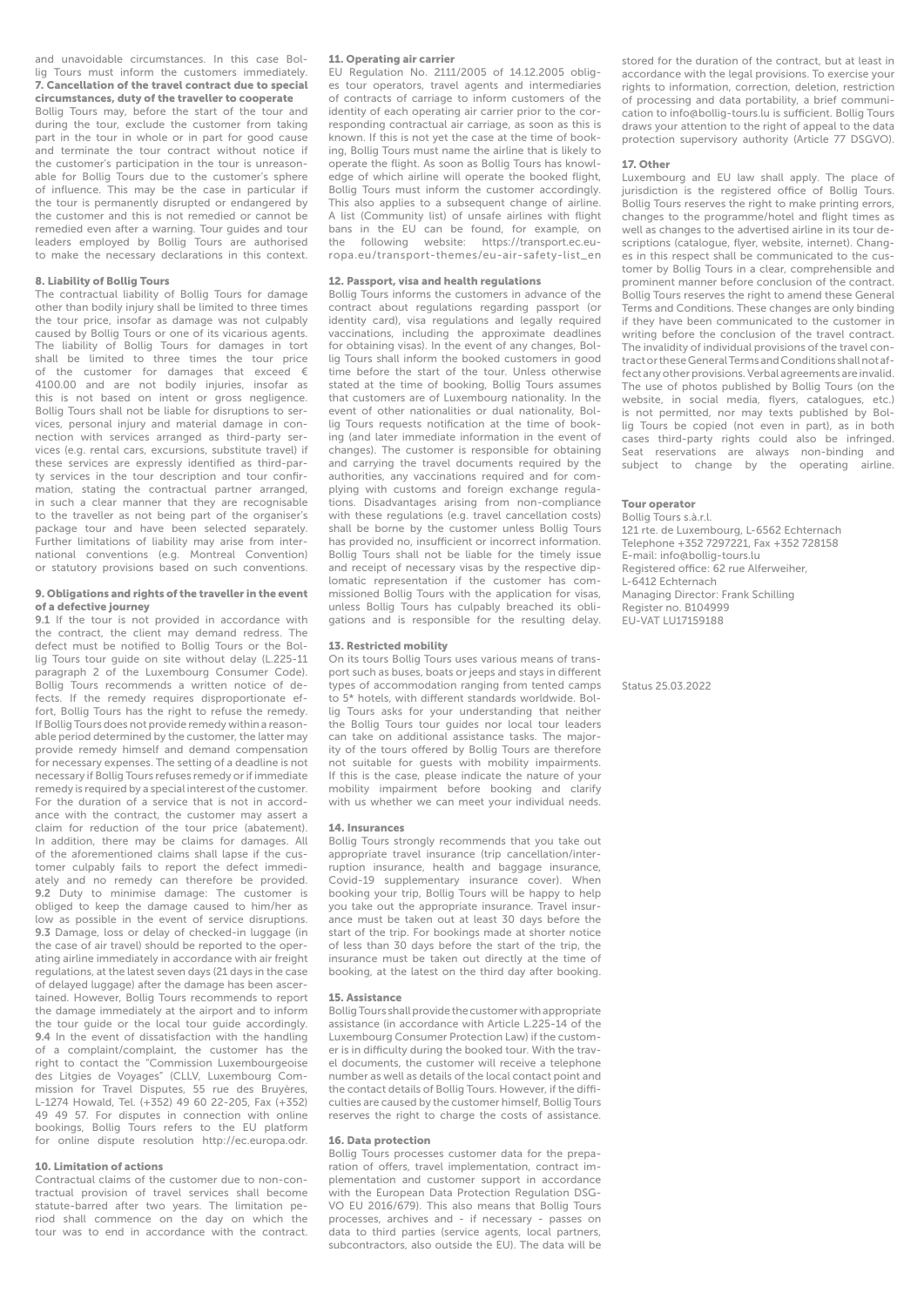and unavoidable circumstances. In this case Bollig Tours must inform the customers immediately.

### 7. Cancellation of the travel contract due to special circumstances, duty of the traveller to cooperate

Bollig Tours may, before the start of the tour and during the tour, exclude the customer from taking part in the tour in whole or in part for good cause and terminate the tour contract without notice if the customer's participation in the tour is unreasonable for Bollig Tours due to the customer's sphere of influence. This may be the case in particular if the tour is permanently disrupted or endangered by the customer and this is not remedied or cannot be remedied even after a warning. Tour guides and tour leaders employed by Bollig Tours are authorised to make the necessary declarations in this context.

### 8. Liability of Bollig Tours

The contractual liability of Bollig Tours for damage other than bodily injury shall be limited to three times the tour price, insofar as damage was not culpably caused by Bollig Tours or one of its vicarious agents. The liability of Bollig Tours for damages in tort shall be limited to three times the tour price of the customer for damages that exceed € 4100.00 and are not bodily injuries, insofar as this is not based on intent or gross negligence. Bollig Tours shall not be liable for disruptions to services, personal injury and material damage in connection with services arranged as third-party services (e.g. rental cars, excursions, substitute travel) if these services are expressly identified as third-party services in the tour description and tour confirmation, stating the contractual partner arranged, in such a clear manner that they are recognisable to the traveller as not being part of the organiser's package tour and have been selected separately. Further limitations of liability may arise from international conventions (e.g. Montreal Convention) or statutory provisions based on such conventions.

### 9. Obligations and rights of the traveller in the event of a defective journey

**9.1** If the tour is not provided in accordance with the contract, the client may demand redress. The defect must be notified to Bollig Tours or the Bollig Tours tour guide on site without delay (L.225-11 paragraph 2 of the Luxembourg Consumer Code). Bollig Tours recommends a written notice of defects. If the remedy requires disproportionate effort, Bollig Tours has the right to refuse the remedy. If Bollig Tours does not provide remedy within a reasonable period determined by the customer, the latter may provide remedy himself and demand compensation for necessary expenses. The setting of a deadline is not necessary if Bollig Tours refuses remedy or if immediate remedy is required by a special interest of the customer. For the duration of a service that is not in accordance with the contract, the customer may assert a claim for reduction of the tour price (abatement). In addition, there may be claims for damages. All of the aforementioned claims shall lapse if the customer culpably fails to report the defect immediately and no remedy can therefore be provided.
**9.2** Duty to minimise damage: The customer is obliged to keep the damage caused to him/her as low as possible in the event of service disruptions.
**9.3** Damage, loss or delay of checked-in luggage (in the case of air travel) should be reported to the operating airline immediately in accordance with air freight regulations, at the latest seven days (21 days in the case of delayed luggage) after the damage has been ascertained. However, Bollig Tours recommends to report the damage immediately at the airport and to inform the tour guide or the local tour guide accordingly.
**9.4** In the event of dissatisfaction with the handling of a complaint/complaint, the customer has the right to contact the "Commission Luxembourgeoise des Litgies de Voyages" (CLLV, Luxembourg Commission for Travel Disputes, 55 rue des Bruyères, L-1274 Howald, Tel. (+352) 49 60 22-205, Fax (+352) 49 49 57. For disputes in connection with online bookings, Bollig Tours refers to the EU platform for online dispute resolution http://ec.europa.odr.

### 10. Limitation of actions

Contractual claims of the customer due to non-contractual provision of travel services shall become statute-barred after two years. The limitation period shall commence on the day on which the tour was to end in accordance with the contract.

### 11. Operating air carrier

EU Regulation No. 2111/2005 of 14.12.2005 obliges tour operators, travel agents and intermediaries of contracts of carriage to inform customers of the identity of each operating air carrier prior to the corresponding contractual air carriage, as soon as this is known. If this is not yet the case at the time of booking, Bollig Tours must name the airline that is likely to operate the flight. As soon as Bollig Tours has knowledge of which airline will operate the booked flight, Bollig Tours must inform the customer accordingly. This also applies to a subsequent change of airline. A list (Community list) of unsafe airlines with flight bans in the EU can be found, for example, on the following website: https://transport.ec.europa.eu/transport-themes/eu-air-safety-list_en

### 12. Passport, visa and health regulations

Bollig Tours informs the customers in advance of the contract about regulations regarding passport (or identity card), visa regulations and legally required vaccinations, including the approximate deadlines for obtaining visas). In the event of any changes, Bollig Tours shall inform the booked customers in good time before the start of the tour. Unless otherwise stated at the time of booking, Bollig Tours assumes that customers are of Luxembourg nationality. In the event of other nationalities or dual nationality, Bollig Tours requests notification at the time of booking (and later immediate information in the event of changes). The customer is responsible for obtaining and carrying the travel documents required by the authorities, any vaccinations required and for complying with customs and foreign exchange regulations. Disadvantages arising from non-compliance with these regulations (e.g. travel cancellation costs) shall be borne by the customer unless Bollig Tours has provided no, insufficient or incorrect information. Bollig Tours shall not be liable for the timely issue and receipt of necessary visas by the respective diplomatic representation if the customer has commissioned Bollig Tours with the application for visas, unless Bollig Tours has culpably breached its obligations and is responsible for the resulting delay.

### 13. Restricted mobility

On its tours Bollig Tours uses various means of transport such as buses, boats or jeeps and stays in different types of accommodation ranging from tented camps to 5* hotels, with different standards worldwide. Bollig Tours asks for your understanding that neither the Bollig Tours tour guides nor local tour leaders can take on additional assistance tasks. The majority of the tours offered by Bollig Tours are therefore not suitable for guests with mobility impairments. If this is the case, please indicate the nature of your mobility impairment before booking and clarify with us whether we can meet your individual needs.

### 14. Insurances

Bollig Tours strongly recommends that you take out appropriate travel insurance (trip cancellation/interruption insurance, health and baggage insurance, Covid-19 supplementary insurance cover). When booking your trip, Bollig Tours will be happy to help you take out the appropriate insurance. Travel insurance must be taken out at least 30 days before the start of the trip. For bookings made at shorter notice of less than 30 days before the start of the trip, the insurance must be taken out directly at the time of booking, at the latest on the third day after booking.

### 15. Assistance

Bollig Tours shall provide the customer with appropriate assistance (in accordance with Article L.225-14 of the Luxembourg Consumer Protection Law) if the customer is in difficulty during the booked tour. With the travel documents, the customer will receive a telephone number as well as details of the local contact point and the contact details of Bollig Tours. However, if the difficulties are caused by the customer himself, Bollig Tours reserves the right to charge the costs of assistance.

### 16. Data protection

Bollig Tours processes customer data for the preparation of offers, travel implementation, contract implementation and customer support in accordance with the European Data Protection Regulation DSGVO EU 2016/679). This also means that Bollig Tours processes, archives and - if necessary - passes on data to third parties (service agents, local partners, subcontractors, also outside the EU). The data will be stored for the duration of the contract, but at least in accordance with the legal provisions. To exercise your rights to information, correction, deletion, restriction of processing and data portability, a brief communication to info@bollig-tours.lu is sufficient. Bollig Tours draws your attention to the right of appeal to the data protection supervisory authority (Article 77 DSGVO).

### 17. Other

Luxembourg and EU law shall apply. The place of jurisdiction is the registered office of Bollig Tours. Bollig Tours reserves the right to make printing errors, changes to the programme/hotel and flight times as well as changes to the advertised airline in its tour descriptions (catalogue, flyer, website, internet). Changes in this respect shall be communicated to the customer by Bollig Tours in a clear, comprehensible and prominent manner before conclusion of the contract. Bollig Tours reserves the right to amend these General Terms and Conditions. These changes are only binding if they have been communicated to the customer in writing before the conclusion of the travel contract. The invalidity of individual provisions of the travel contract or these General Terms and Conditions shall not affect any other provisions. Verbal agreements are invalid. The use of photos published by Bollig Tours (on the website, in social media, flyers, catalogues, etc.) is not permitted, nor may texts published by Bollig Tours be copied (not even in part), as in both cases third-party rights could also be infringed. Seat reservations are always non-binding and subject to change by the operating airline.

**Tour operator**

Bollig Tours s.à.r.l.
121 rte. de Luxembourg, L-6562 Echternach
Telephone +352 7297221, Fax +352 728158
E-mail: info@bollig-tours.lu
Registered office: 62 rue Alferweiher,
L-6412 Echternach
Managing Director: Frank Schilling
Register no. B104999
EU-VAT LU17159188

Status 25.03.2022